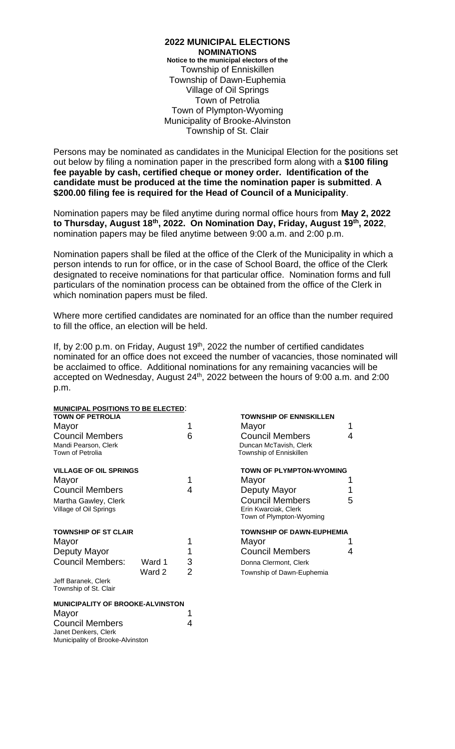# 2022 MUNICIPAL ELECTIONS

## NOMINATIONS

**Notice to the municipal electors of the**

Township of Enniskillen
Township of Dawn-Euphemia
Village of Oil Springs
Town of Petrolia
Town of Plympton-Wyoming
Municipality of Brooke-Alvinston
Township of St. Clair

Persons may be nominated as candidates in the Municipal Election for the positions set out below by filing a nomination paper in the prescribed form along with a **$100 filing fee payable by cash, certified cheque or money order. Identification of the candidate must be produced at the time the nomination paper is submitted**. **A $200.00 filing fee is required for the Head of Council of a Municipality**.

Nomination papers may be filed anytime during normal office hours from **May 2, 2022 to Thursday, August 18th, 2022. On Nomination Day, Friday, August 19th, 2022**, nomination papers may be filed anytime between 9:00 a.m. and 2:00 p.m.

Nomination papers shall be filed at the office of the Clerk of the Municipality in which a person intends to run for office, or in the case of School Board, the office of the Clerk designated to receive nominations for that particular office. Nomination forms and full particulars of the nomination process can be obtained from the office of the Clerk in which nomination papers must be filed.

Where more certified candidates are nominated for an office than the number required to fill the office, an election will be held.

If, by 2:00 p.m. on Friday, August 19th, 2022 the number of certified candidates nominated for an office does not exceed the number of vacancies, those nominated will be acclaimed to office. Additional nominations for any remaining vacancies will be accepted on Wednesday, August 24th, 2022 between the hours of 9:00 a.m. and 2:00 p.m.

**MUNICIPAL POSITIONS TO BE ELECTED**:

**TOWN OF PETROLIA**

| Position | Number |
|---|---|
| Mayor | 1 |
| Council Members | 6 |

Mandi Pearson, Clerk
Town of Petrolia

**VILLAGE OF OIL SPRINGS**

| Position | Number |
|---|---|
| Mayor | 1 |
| Council Members | 4 |

Martha Gawley, Clerk
Village of Oil Springs

**TOWNSHIP OF ST CLAIR**

| Position | | Number |
|---|---|---|
| Mayor | | 1 |
| Deputy Mayor | | 1 |
| Council Members: | Ward 1 | 3 |
| | Ward 2 | 2 |

Jeff Baranek, Clerk
Township of St. Clair

**MUNICIPALITY OF BROOKE-ALVINSTON**

| Position | Number |
|---|---|
| Mayor | 1 |
| Council Members | 4 |

Janet Denkers, Clerk
Municipality of Brooke-Alvinston

**TOWNSHIP OF ENNISKILLEN**

| Position | Number |
|---|---|
| Mayor | 1 |
| Council Members | 4 |

Duncan McTavish, Clerk
Township of Enniskillen

**TOWN OF PLYMPTON-WYOMING**

| Position | Number |
|---|---|
| Mayor | 1 |
| Deputy Mayor | 1 |
| Council Members | 5 |

Erin Kwarciak, Clerk
Town of Plympton-Wyoming

**TOWNSHIP OF DAWN-EUPHEMIA**

| Position | Number |
|---|---|
| Mayor | 1 |
| Council Members | 4 |

Donna Clermont, Clerk
Township of Dawn-Euphemia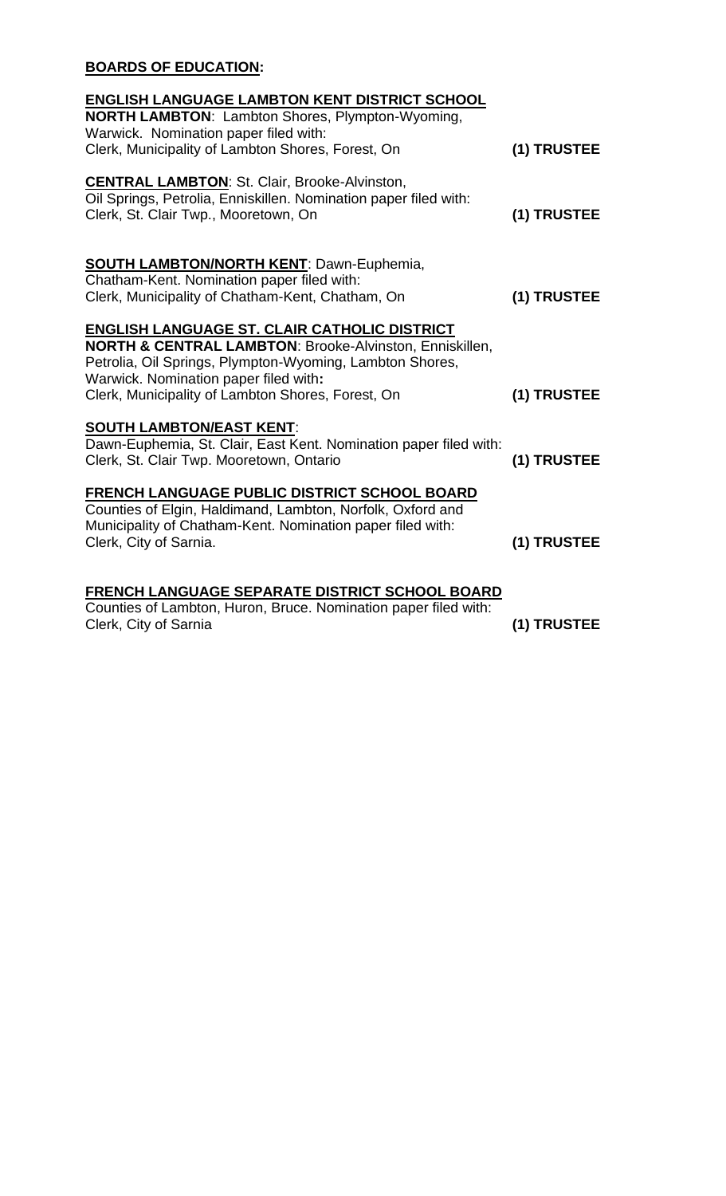**BOARDS OF EDUCATION:**

**ENGLISH LANGUAGE LAMBTON KENT DISTRICT SCHOOL**

**NORTH LAMBTON**: Lambton Shores, Plympton-Wyoming, Warwick. Nomination paper filed with:
Clerk, Municipality of Lambton Shores, Forest, On **(1) TRUSTEE**

**CENTRAL LAMBTON**: St. Clair, Brooke-Alvinston, Oil Springs, Petrolia, Enniskillen. Nomination paper filed with:
Clerk, St. Clair Twp., Mooretown, On **(1) TRUSTEE**

**SOUTH LAMBTON/NORTH KENT**: Dawn-Euphemia, Chatham-Kent. Nomination paper filed with:
Clerk, Municipality of Chatham-Kent, Chatham, On **(1) TRUSTEE**

**ENGLISH LANGUAGE ST. CLAIR CATHOLIC DISTRICT**

**NORTH & CENTRAL LAMBTON**: Brooke-Alvinston, Enniskillen, Petrolia, Oil Springs, Plympton-Wyoming, Lambton Shores, Warwick. Nomination paper filed with:
Clerk, Municipality of Lambton Shores, Forest, On **(1) TRUSTEE**

**SOUTH LAMBTON/EAST KENT**:
Dawn-Euphemia, St. Clair, East Kent. Nomination paper filed with:
Clerk, St. Clair Twp. Mooretown, Ontario **(1) TRUSTEE**

**FRENCH LANGUAGE PUBLIC DISTRICT SCHOOL BOARD**

Counties of Elgin, Haldimand, Lambton, Norfolk, Oxford and Municipality of Chatham-Kent. Nomination paper filed with:
Clerk, City of Sarnia. **(1) TRUSTEE**

**FRENCH LANGUAGE SEPARATE DISTRICT SCHOOL BOARD**

Counties of Lambton, Huron, Bruce. Nomination paper filed with:
Clerk, City of Sarnia **(1) TRUSTEE**